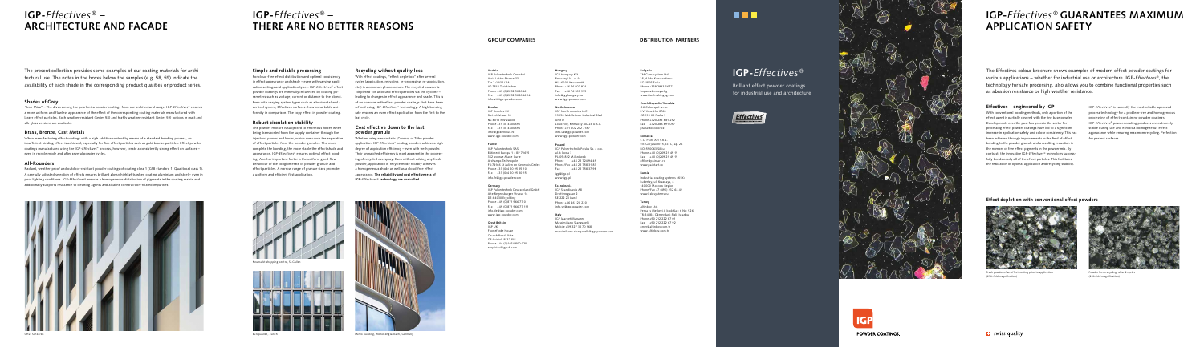# IGP-*Effectives*® – ARCHITECTURE AND FACADE

The present collection provides some examples of our coating materials for architectural use. The notes in the boxes below the samples (e.g. 58, 59) indicate the availability of each shade in the corresponding product qualities or product series.

### Shades of Grey

"Sive Wise" – The drum among the pearl mica powder coatings from our architectural range. IGP-Effectives® ensures a most uniform and flawless appearance of the effect of the corresponding coating materials manufactured with Jager effect particles. Both weather-resistant (Series 58) and highly weather-resistant (Series 59) options in matt and silk gloss versions are available.

### Brass, Bronze, Cast Metals

When manufacturing effect coatings with a high additive content by means of a standard bonding process, an insufficient binding effect is achieved, especially for fine effect particles such as gold bronze particles. Effect powder coatings manufactured using the IGP-Effectives® process, however, create a consistently strong effect on surfaces – even in recycle mode and after several powder cycles.

### All-Rounders

Radiant, weather-proof and outdoor-resistant powder coatings of coating class 1 (GSB standard 1, Qualicoat class 1). A carefully adjusted selection of effects ensures brilliant glossy highlights when coating aluminium and steel – even in poor lighting conditions. IGP-Effectives® ensures a homogeneous distribution of pigments in the coating matrix and additionally supports resistance to cleaning agents and alkaline construction-related impurities.

GKD, Solteen

# IGP-*Effectives*® – THERE ARE NO BETTER REASONS

### Simple and reliable processing

For cloud-free effect distribution and optimal consistency in effect appearance and shade – even with varying application settings and application types. IGP-Effectives® effect powder coatings are minimally influenced by coating parameters such as voltage, current or distance to the object. Even with varying system types such as a horizontal and a vertical system, Effectives surfaces show remarkable uniformity in comparison. The copy effect in powder coating.

### Robust circulation stability

The powder mixture is subjected to enormous forces when being transported from the supply container through the injectors, pumps and hoses, which can cause the separation of effect particles from the powder granules. The more complete the bonding, the more stable the effect shade and appearance. IGP-Effectives® ensure optimal effect bonding. Another important factor is the uniform good flow behaviour of the conglomerate of powder granule and effect particles. A narrow range of granule sizes promotes a uniform and efficient first application.

### Recycling without quality loss

With effect coatings, "effect depletion" often reveals cycles (application, recycling, re-processing, re-application, etc.) is a common phenomenon. The recycled powder is "depleted" of unbound effect particles via the system – leading to changes in effect appearance and shade. This is of no concern with effect powder coatings that have been refined using IGP-Effectives® technology. A high bonding rate ensures an even effect application from the first to the last cycle.

### Cost effective down to the last powder granule

Whether using electrostatic (Corona) or Tribo powder application, IGP-Effectives® coating powders achieve a high degree of application efficiency – even with fresh powder. Their unmatched efficiency is most apparent in the processing of recycled overspray. Even without adding any fresh powder, application in recycle mode reliably achieves a homogeneous shade as well as a cloud-free effect appearance. **The reliability and cost effectiveness of IGP-Effectives® technology are unrivalled.**

Neumarkt shopping centre, St.Gallen

Europaallee, Zurich

Alnet building, Weinheim/Baden, Germany

### GROUP COMPANIES

**Austria**
IGP Pulvertechnik GmbH
Alois Lechner Strasse 15
Tor 2 / BUIB 10A
AT-2354 Trautenfeld
Phone +43 (0)2252 908044
Fax +43 (0)2252 908044 14
info.at@igp-powder.com

**Benelux**
IGP Benelux BV
Botveldstraat 18
NL-8633 NH Zwolle
Phone +31 38 4606695
Fax +31 38 4606696
info@igpbenelux.nl
www.igp-powder.com

**France**
IGP Pulvertechnik SAS
Bâtiment Europe 1 - BP 70493
162 avenue Marie Curie
Archamps Technopole
FR-74166 St Julien en Genevois Cedex
Phone +33 (0)4 50 99 35 15
Fax +33 (0)4 50 99 35 15
info.fr@igp-powder.com

**Germany**
IGP Pulvertechnik Deutschland GmbH
Alte Regensburger Strasse 14
DE-93333 Erpolding
Phone +49 (0)871 966 77 0
Fax +49 (0)871 966 77 111
info.de@igp-powder.com
www.igp-powder.com

**Great Britain**
IGP UK
Framefresh House
Church Road, Yate
GB-Bristol, BS37 5JD
Phone +44 (0)1454 800 320
enquiries@igpuk.com

**Hungary**
IGP Hungary Kft.
Berchény út u. 16
HU-4030 Debrecen
Phone +36 70 507 976
Fax +36 70 507 976
info@igphungary.hu
www.igp-powder.com

**North America**
IGP North America LLC
15050 Middletown Industrial Blvd
Unit D
Louisville, Kentucky 40223 U.S.A.
Phone +1 502 242 7707
info.us@igp-powder.com
www.igp-powder.com

**Poland**
IGP Pulvertechnik Polska Sp. z o.o.
ul. Irysowa 2
PL-05-822 Milanówek
Phone +48 22 724 96 49
Phone/Fax +48 22 758 31 85
Fax +48 22 758 37 98
igp@igp.pl
www.igp.pl

**Scandinavia**
IGP Scandinavia AB
Ornhövägatan 2
SE-222 23 Lund
Phone +46 46 120 324
info.se@igp-powder.com

**Italy**
IGP Market Manager
Massimiliano Stanganelli
Mobile +39 327 78 70 168
massimiliano.stanganelli@igp-powder.com

### DISTRIBUTION PARTNERS

**Bulgaria**
TIM Consumption Ltd.
93, Iskiir Boulevardhes
BG-1505 Sofia
Phone +359 2945 5477
tmgeoe@timecg.bg
www.timhrudingbg.com

**Czech Republic/Slovakia**
DK Color spol. s r.o.
V.V. Vrančíka 2560
CZ-193 00 Praha 9
Phone +420 283 881 352
Fax +420 283 891 097
praha@dkcolor.cz

**Romania**
S.C. Paint Art S.R.L.
Str. Garoafelor, Nr. 6, C., ap. 26
RO-550003 Sibiu
Phone +40 (0)269 21 49 19
Fax +40 (0)269 21 49 19
office@paintart.ro
www.paintart.ro

**Russia**
Industrial coating systems »ICS«
Lobnitsy, ul. Kirzavoye, 4
141009 Moscow Region
Phone/Fax +7 (495) 232 66 42
www.ics-systems.ru

**Turkey**
Arkolsay Ltd.
Fevzi Paşa Bulvari 8 Arka Kat: 6 No: 926
TR-34045 Okmeydanı Sisli, Istanbul
Phone +90 212 222 87 01
Fax +90 212 222 87 00
ozzitas@arkolsay.com.tr
www.arkolsay.com.tr

# IGP-*Effectives*®

Brilliant effect powder coatings for industrial use and architecture

IGP POWDER COATINGS.

# IGP-*Effectives*® GUARANTEES MAXIMUM APPLICATION SAFETY

The Effectives colour brochure shows examples of modern effect powder coatings for various applications – whether for industrial use or architecture. IGP-Effectives®, the technology for safe processing, also allows you to combine functional properties such as abrasion resistance or high weather resistance.

### Effectives – engineered by IGP

With conventional bonding methods, only a portion of the effect agent is partially covered with the fine base powder. Developments over the past few years in the sector for processing effect powder coatings have led to a significant increase in application safety and colour consistency. This has been achieved through improvements in the field of effect bonding to the powder granule and a resulting reduction in the number of free effect pigments in the powder mix. By contrast, the innovative IGP-Effectives® technology successfully bonds nearly all of the effect particles. This facilitates the realisation of optimal application and recycling stability.

IGP-Effectives® is currently the most reliable approved process technology for a problem-free and homogeneous processing of effect containing powder coatings. IGP-Effectives® powder coating products are extremely stable during use and exhibit a homogeneous effect appearance while ensuring maximum recycling. Perfection for perfect surfaces.

### Effect depletion with conventional effect powders

Fresh powder of an effect coating prior to application (200x field magnification)

Powder for recycling, after 5 cycles (200x field magnification)

swiss quality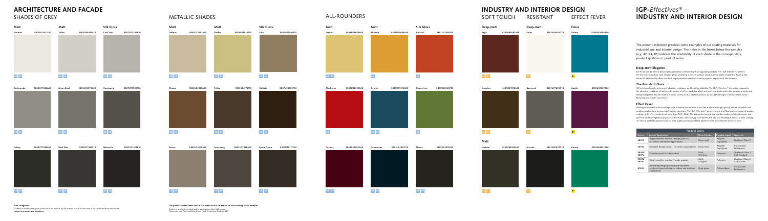# ARCHITECTURE AND FACADE

## SHADES OF GREY

| Matt | | Matt | | Silk Gloss | |
|---|---|---|---|---|---|
| Havana | 5903U70472P10 | Triton | 5903U90040P10 | Cool Star | 5907U77189P10 |
| 42 | 72 | 42 | 72 | 42 | 72 |
| Andromeda | 5803U71382A00 | Moon Dust | 5803U90070A00 | Cassiopeia | 5807U71589P00 |
| 42 | 72 | 42 | 72 | 42 | 72 |
| Galaxy | 5803U71386A00 | Dark Star | 5903U71587P10 | Meteorite | 5907U71359P10 |
| 42 | 72 | 42 | 72 | 42 | 72 |

## METALLIC SHADES

| Matt | | Matt | | Silk Gloss | |
|---|---|---|---|---|---|
| Deimos | 5803U10447A00 | Phobos | 5903U12914P10 | Libra | 5907U77901P10 |
| 42 | 72 | 42 | 72 | 42 | 72 |
| Charon | 5803U83126A00 | Pollux | 5903U84076P10 | Callisto | 5807U82992P00 |
| 42 | 72 | 42 | 72 | 42 | 72 |
| Saturn | 5803U74502A00 | Armstrong | 5803U77328A00 | Space Opera | 5807U79177P00 |
| 42 | 72 | 42 | 72 | 42 | 72 |

## ALL-ROUNDERS

| Matt | | Matt | | Silk Gloss | |
|---|---|---|---|---|---|
| Jupiter | 5803U33688A00 | Phoenix | 5803U35696A00 | Antares | 5807U21088P00 |
| 42 | 72 | 42 | | 42 | |
| Aldebaran | 5803U32453A00 | Gemini | 5803U59153A00 | Chameleon | 5807U60945P00 |
| 42 | | 42 | 72 | 42 | |
| Cosmos | 5803U30362A00 | Copernicus | 5903U91927P10 | Mizuna | 5807U93019P00 |
| 42 | 72 | 42 | 72 | 42 | 72 |

**Price categories:**
To obtain a reliable price quote, please state the product quality number as well as the name of the shade and the product code.
**Subject to price safe and alterations.**

**The powder-coated sheet metals illustrated in this collection are non-binding colour samples.**
Subject to production-related and/or application-related differences.
Please note our "Technical Data Sheets" and "Processing Guideline 20".

# INDUSTRY AND INTERIOR DESIGN

## SOFT TOUCH — RESISTANT — EFFECT FEVER

| Deep-matt | | Deep-matt | | Gloss | |
|---|---|---|---|---|---|
| Vega | 4201U80582A1P | Sirius | 4401U93043D10 | Taurus | 8109U91993K00 |
| 42 | 72 | 44 | | 81 | |
| Scorpion | 4201U81878A10 | Gasymed | 4401U77239D10 | Aquila | 8109U91967K00 |
| 42 | 72 | 44 | | 81 | |

| Matt | | | | | |
|---|---|---|---|---|---|
| Umbriel | 4201U80309A10 | Alnitak | 4401U90697D10 | Aurora | 8109U68921K00 |
| 42 | 72 | 44 | | 81 | |

# IGP-*Effectives®* – INDUSTRY AND INTERIOR DESIGN

The present collection provides some examples of our coating materials for industrial use and interior design. The notes in the boxes below the samples (e.g. 42, 44, 81) indicate the availability of each shade in the corresponding product qualities or product series.

### Deep-matt Elegance

Series 42 and 44 offer a deep-matt appearance combined with an appealing surface feel. IGP-Effectives® refines the fine microstructure with metallic gloss, providing a velvety surface which is remarkably resistant to fingerprints. Series 44 additionally offers certified, highly weather-resistant stability against exposure to the elements.

### The Resistant Ones

IGP sets benchmarks in terms of abrasion resistance and bonding stability. The IGP-Effectives® technology supports the abrasion resistance of surfaces by means of effect particles which are perfectly anchored to the powder granule and deeply integrated into the matrix in order to ensure that perfect surfaces do not get damaged in downstream manufacturing and logistics processes.

### Effect Fever

Striking and radiant effect coatings with excellent distribution across the surface, for high-quality industrial indoor and outdoor applications across a wide colour spectrum. The IGP-Effectives® permits a safe and flawless processing of powder coatings with effect contents of more than 15%. Note: The pigmented varnishing powder coating solutions require end-use-free and homogeneously processed surfaces. We strongly recommend the use of a levelling primer as a base coating in order to perfectly prepare objects with slight processing-related imperfections or combined metal surfaces.

| Product Series | | | | |
|---|---|---|---|---|
| Series | Area of Application | Gloss Finishes | Bonding Agent | Approvals |
| 42/072 | Highly weather-resistant design products for indoor and facade applications | Deep matt | Acrylate Copolymer | Qualicoat Class 2 |
| 44/072 | Resistant design product for indoor applications | Deep matt | Acrylate Copolymer | No approval for facades |
| 58/072 58/076 | Weather-proof facade product | Matt Silk gloss | Polyester | Qualicoat Class 1 GSB Standard |
| 59/072 59/076 | Highly weather-resistant facade product | Matt Silk gloss | Polyester | Qualicoat Class 2 GSB Master |
| 81/082 | Varnishing design product with excellent gradient characteristics for indoor and outdoor applications | High gloss | Polyurethane | Not suitable for facades |